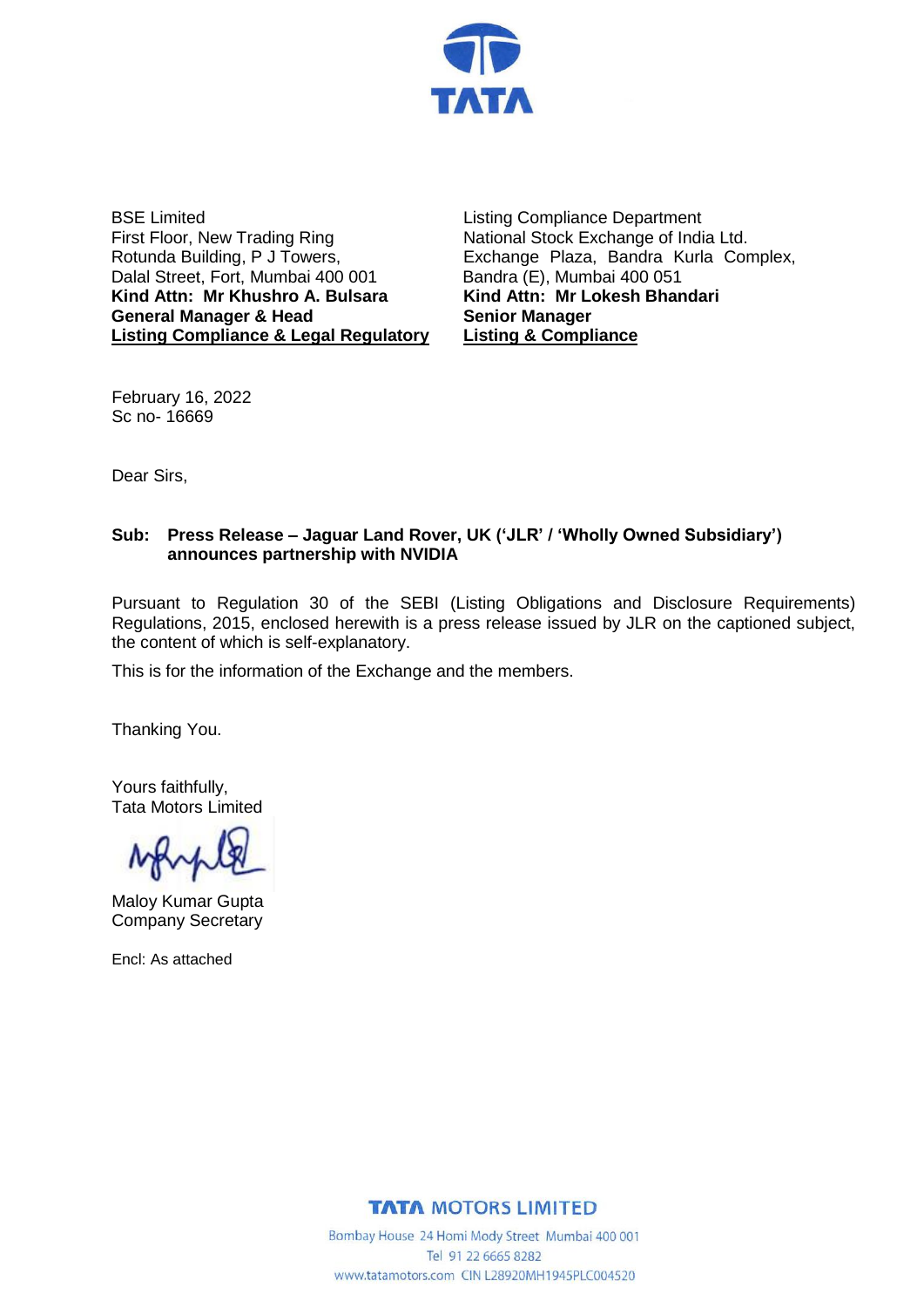BSE Limited
First Floor, New Trading Ring
Rotunda Building, P J Towers,
Dalal Street, Fort, Mumbai 400 001
**Kind Attn: Mr Khushro A. Bulsara**
**General Manager & Head**
**Listing Compliance & Legal Regulatory**

Listing Compliance Department
National Stock Exchange of India Ltd.
Exchange Plaza, Bandra Kurla Complex,
Bandra (E), Mumbai 400 051
**Kind Attn: Mr Lokesh Bhandari**
**Senior Manager**
**Listing & Compliance**

February 16, 2022
Sc no- 16669

Dear Sirs,

**Sub: Press Release – Jaguar Land Rover, UK ('JLR' / 'Wholly Owned Subsidiary') announces partnership with NVIDIA**

Pursuant to Regulation 30 of the SEBI (Listing Obligations and Disclosure Requirements) Regulations, 2015, enclosed herewith is a press release issued by JLR on the captioned subject, the content of which is self-explanatory.

This is for the information of the Exchange and the members.

Thanking You.

Yours faithfully,
Tata Motors Limited

Maloy Kumar Gupta
Company Secretary

Encl: As attached

**TATA MOTORS LIMITED**
Bombay House 24 Homi Mody Street Mumbai 400 001
Tel 91 22 6665 8282
www.tatamotors.com CIN L28920MH1945PLC004520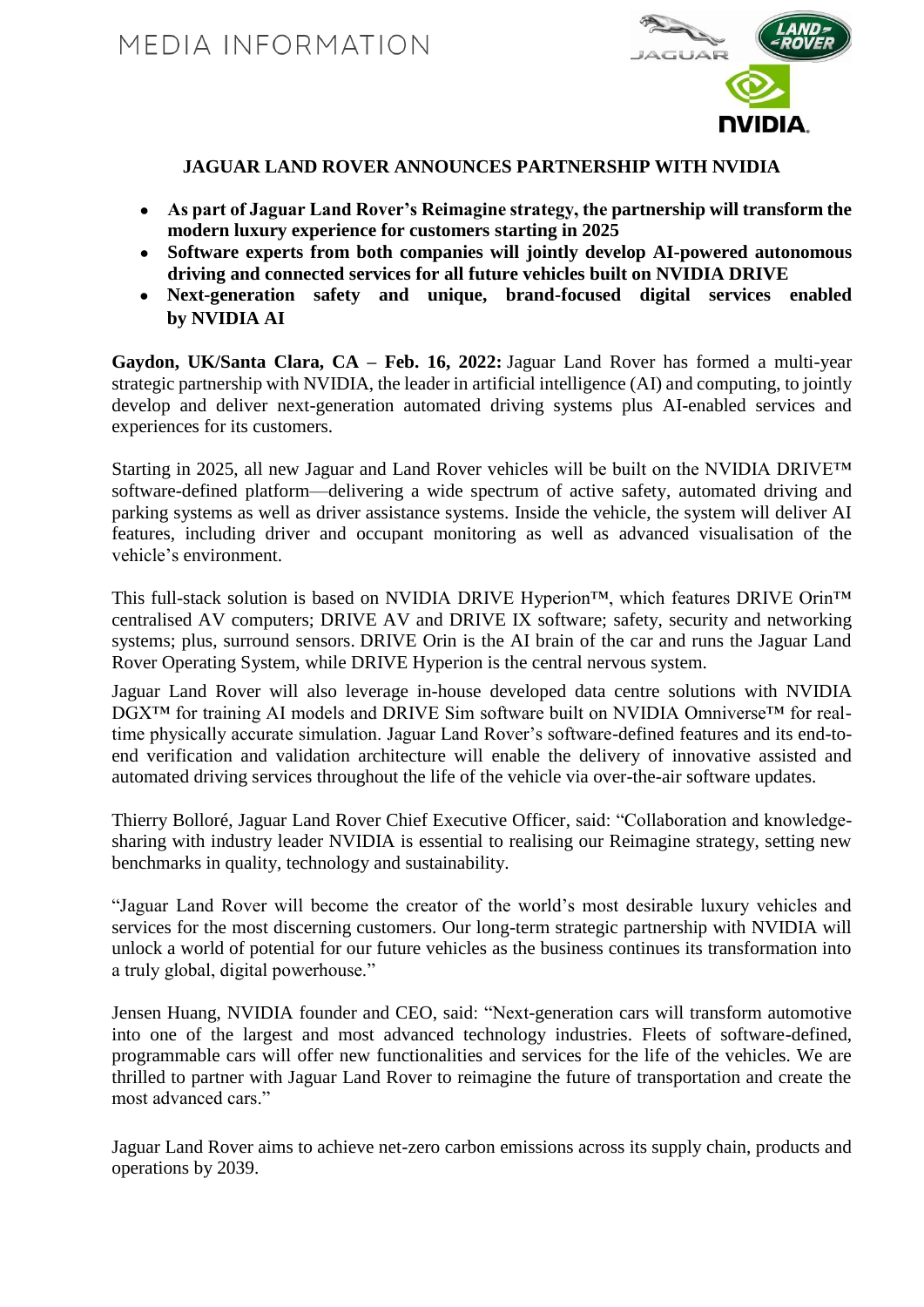MEDIA INFORMATION

**JAGUAR LAND ROVER ANNOUNCES PARTNERSHIP WITH NVIDIA**

- **As part of Jaguar Land Rover's Reimagine strategy, the partnership will transform the modern luxury experience for customers starting in 2025**
- **Software experts from both companies will jointly develop AI-powered autonomous driving and connected services for all future vehicles built on NVIDIA DRIVE**
- **Next-generation safety and unique, brand-focused digital services enabled by NVIDIA AI**

**Gaydon, UK/Santa Clara, CA – Feb. 16, 2022:** Jaguar Land Rover has formed a multi-year strategic partnership with NVIDIA, the leader in artificial intelligence (AI) and computing, to jointly develop and deliver next-generation automated driving systems plus AI-enabled services and experiences for its customers.

Starting in 2025, all new Jaguar and Land Rover vehicles will be built on the NVIDIA DRIVE™ software-defined platform—delivering a wide spectrum of active safety, automated driving and parking systems as well as driver assistance systems. Inside the vehicle, the system will deliver AI features, including driver and occupant monitoring as well as advanced visualisation of the vehicle's environment.

This full-stack solution is based on NVIDIA DRIVE Hyperion™, which features DRIVE Orin™ centralised AV computers; DRIVE AV and DRIVE IX software; safety, security and networking systems; plus, surround sensors. DRIVE Orin is the AI brain of the car and runs the Jaguar Land Rover Operating System, while DRIVE Hyperion is the central nervous system.

Jaguar Land Rover will also leverage in-house developed data centre solutions with NVIDIA DGX™ for training AI models and DRIVE Sim software built on NVIDIA Omniverse™ for real-time physically accurate simulation. Jaguar Land Rover's software-defined features and its end-to-end verification and validation architecture will enable the delivery of innovative assisted and automated driving services throughout the life of the vehicle via over-the-air software updates.

Thierry Bolloré, Jaguar Land Rover Chief Executive Officer, said: "Collaboration and knowledge-sharing with industry leader NVIDIA is essential to realising our Reimagine strategy, setting new benchmarks in quality, technology and sustainability.

"Jaguar Land Rover will become the creator of the world's most desirable luxury vehicles and services for the most discerning customers. Our long-term strategic partnership with NVIDIA will unlock a world of potential for our future vehicles as the business continues its transformation into a truly global, digital powerhouse."

Jensen Huang, NVIDIA founder and CEO, said: "Next-generation cars will transform automotive into one of the largest and most advanced technology industries. Fleets of software-defined, programmable cars will offer new functionalities and services for the life of the vehicles. We are thrilled to partner with Jaguar Land Rover to reimagine the future of transportation and create the most advanced cars."

Jaguar Land Rover aims to achieve net-zero carbon emissions across its supply chain, products and operations by 2039.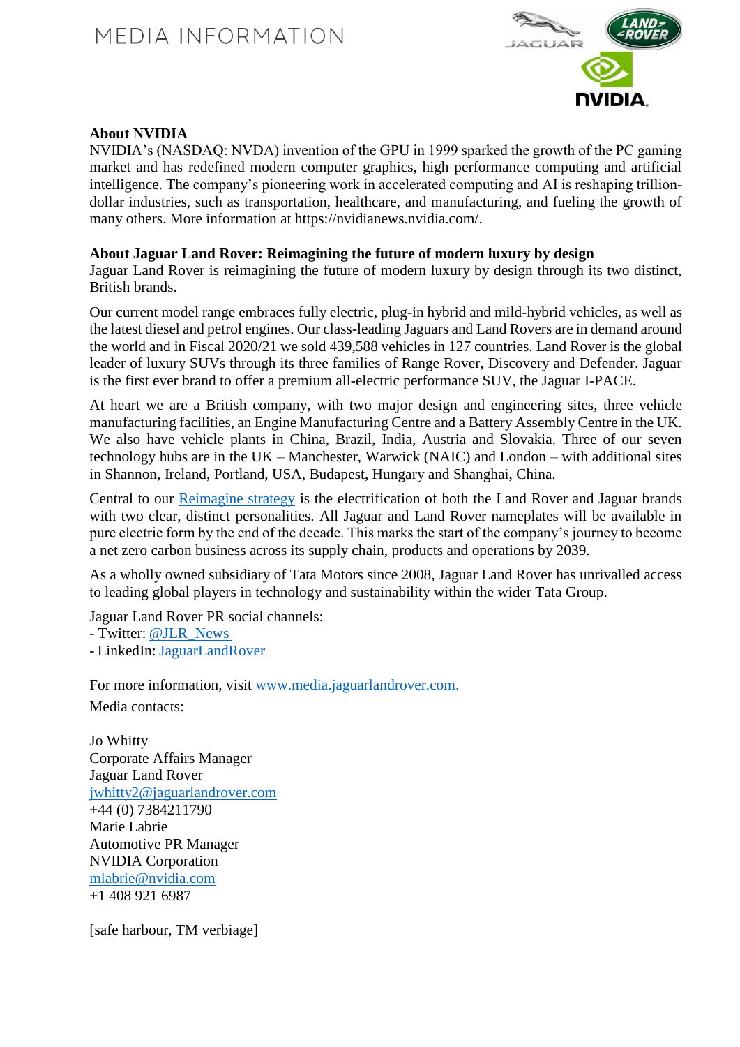# MEDIA INFORMATION

**About NVIDIA**
NVIDIA's (NASDAQ: NVDA) invention of the GPU in 1999 sparked the growth of the PC gaming market and has redefined modern computer graphics, high performance computing and artificial intelligence. The company's pioneering work in accelerated computing and AI is reshaping trillion-dollar industries, such as transportation, healthcare, and manufacturing, and fueling the growth of many others. More information at https://nvidianews.nvidia.com/.

**About Jaguar Land Rover: Reimagining the future of modern luxury by design**
Jaguar Land Rover is reimagining the future of modern luxury by design through its two distinct, British brands.

Our current model range embraces fully electric, plug-in hybrid and mild-hybrid vehicles, as well as the latest diesel and petrol engines. Our class-leading Jaguars and Land Rovers are in demand around the world and in Fiscal 2020/21 we sold 439,588 vehicles in 127 countries. Land Rover is the global leader of luxury SUVs through its three families of Range Rover, Discovery and Defender. Jaguar is the first ever brand to offer a premium all-electric performance SUV, the Jaguar I-PACE.

At heart we are a British company, with two major design and engineering sites, three vehicle manufacturing facilities, an Engine Manufacturing Centre and a Battery Assembly Centre in the UK. We also have vehicle plants in China, Brazil, India, Austria and Slovakia. Three of our seven technology hubs are in the UK – Manchester, Warwick (NAIC) and London – with additional sites in Shannon, Ireland, Portland, USA, Budapest, Hungary and Shanghai, China.

Central to our Reimagine strategy is the electrification of both the Land Rover and Jaguar brands with two clear, distinct personalities. All Jaguar and Land Rover nameplates will be available in pure electric form by the end of the decade. This marks the start of the company's journey to become a net zero carbon business across its supply chain, products and operations by 2039.

As a wholly owned subsidiary of Tata Motors since 2008, Jaguar Land Rover has unrivalled access to leading global players in technology and sustainability within the wider Tata Group.

Jaguar Land Rover PR social channels:
- Twitter: @JLR_News
- LinkedIn: JaguarLandRover

For more information, visit www.media.jaguarlandrover.com.

Media contacts:

Jo Whitty
Corporate Affairs Manager
Jaguar Land Rover
jwhitty2@jaguarlandrover.com
+44 (0) 7384211790
Marie Labrie
Automotive PR Manager
NVIDIA Corporation
mlabrie@nvidia.com
+1 408 921 6987

[safe harbour, TM verbiage]